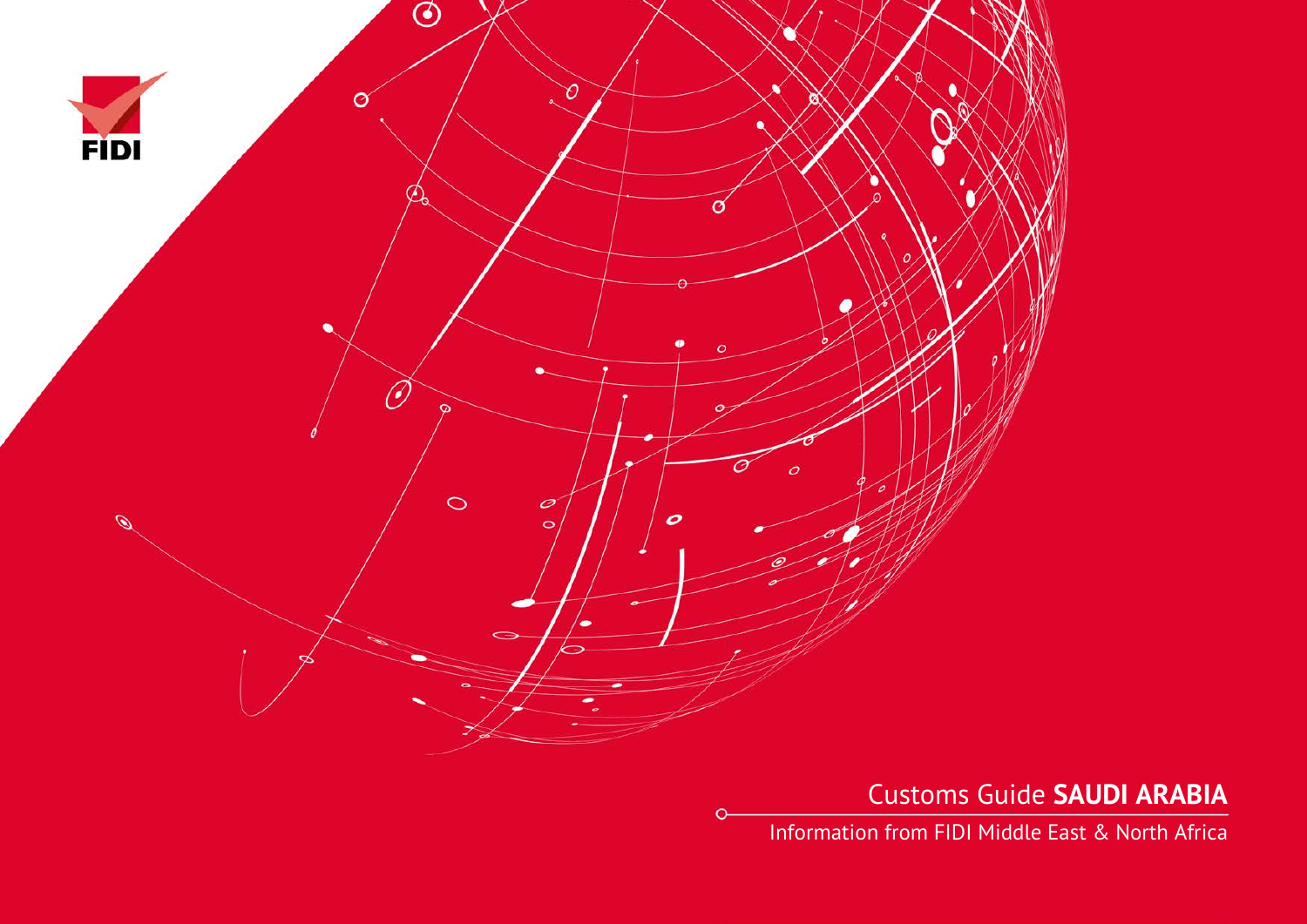FIDI

# Customs Guide **SAUDI ARABIA**

Information from FIDI Middle East & North Africa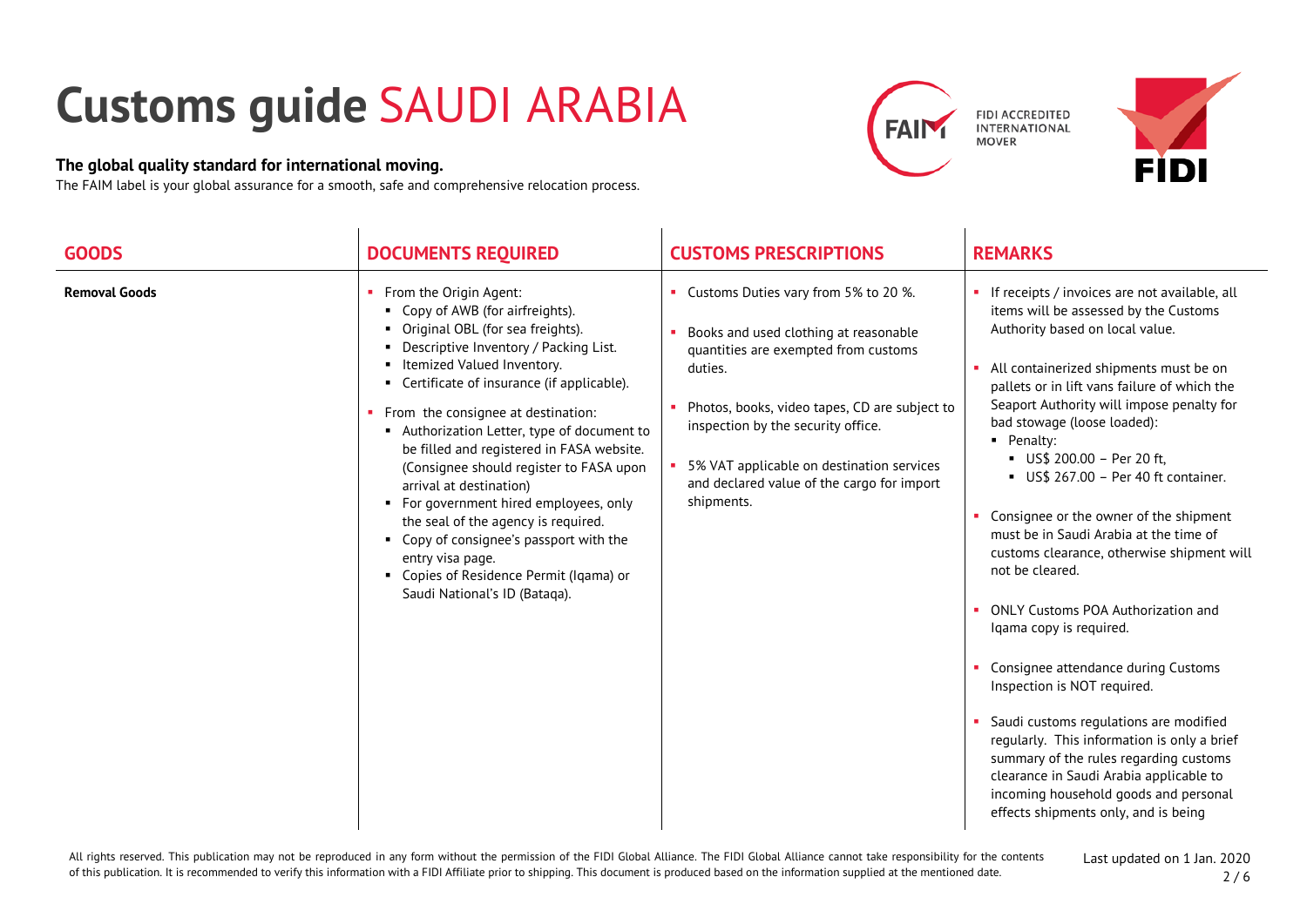# Customs guide SAUDI ARABIA

**The global quality standard for international moving.**

The FAIM label is your global assurance for a smooth, safe and comprehensive relocation process.

FIDI ACCREDITED INTERNATIONAL MOVER

| GOODS | DOCUMENTS REQUIRED | CUSTOMS PRESCRIPTIONS | REMARKS |
|---|---|---|---|
| **Removal Goods** | ▪ From the Origin Agent:<br>▪ Copy of AWB (for airfreights).<br>▪ Original OBL (for sea freights).<br>▪ Descriptive Inventory / Packing List.<br>▪ Itemized Valued Inventory.<br>▪ Certificate of insurance (if applicable).<br><br>▪ From the consignee at destination:<br>▪ Authorization Letter, type of document to be filled and registered in FASA website. (Consignee should register to FASA upon arrival at destination)<br>▪ For government hired employees, only the seal of the agency is required.<br>▪ Copy of consignee's passport with the entry visa page.<br>▪ Copies of Residence Permit (Iqama) or Saudi National's ID (Bataqa). | ▪ Customs Duties vary from 5% to 20 %.<br><br>▪ Books and used clothing at reasonable quantities are exempted from customs duties.<br><br>▪ Photos, books, video tapes, CD are subject to inspection by the security office.<br><br>▪ 5% VAT applicable on destination services and declared value of the cargo for import shipments. | ▪ If receipts / invoices are not available, all items will be assessed by the Customs Authority based on local value.<br><br>▪ All containerized shipments must be on pallets or in lift vans failure of which the Seaport Authority will impose penalty for bad stowage (loose loaded):<br>▪ Penalty:<br>▪ US$ 200.00 – Per 20 ft,<br>▪ US$ 267.00 – Per 40 ft container.<br><br>▪ Consignee or the owner of the shipment must be in Saudi Arabia at the time of customs clearance, otherwise shipment will not be cleared.<br><br>▪ ONLY Customs POA Authorization and Iqama copy is required.<br><br>▪ Consignee attendance during Customs Inspection is NOT required.<br><br>▪ Saudi customs regulations are modified regularly. This information is only a brief summary of the rules regarding customs clearance in Saudi Arabia applicable to incoming household goods and personal effects shipments only, and is being |

All rights reserved. This publication may not be reproduced in any form without the permission of the FIDI Global Alliance. The FIDI Global Alliance cannot take responsibility for the contents of this publication. It is recommended to verify this information with a FIDI Affiliate prior to shipping. This document is produced based on the information supplied at the mentioned date.

Last updated on 1 Jan. 2020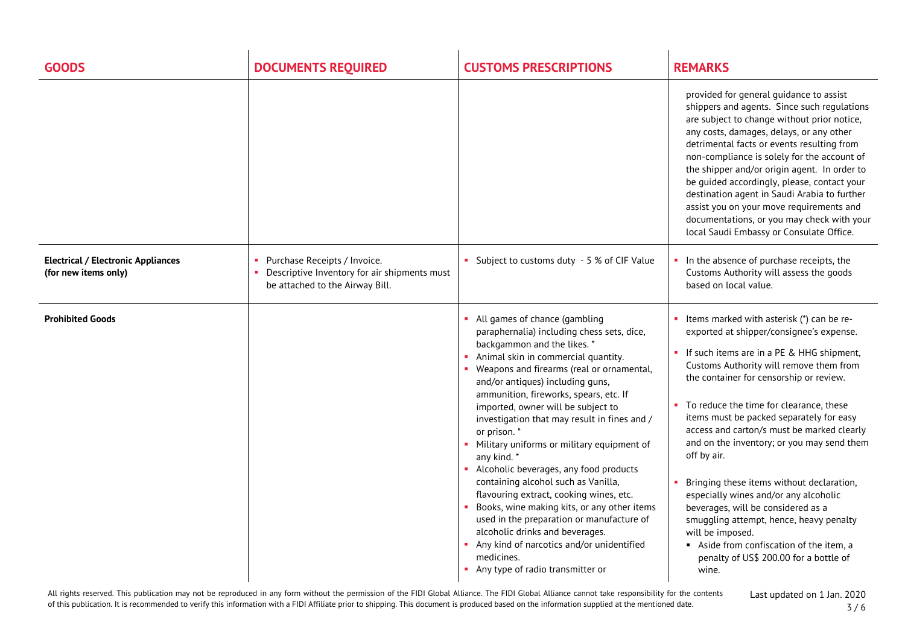| GOODS | DOCUMENTS REQUIRED | CUSTOMS PRESCRIPTIONS | REMARKS |
|---|---|---|---|
| | | | provided for general guidance to assist shippers and agents. Since such regulations are subject to change without prior notice, any costs, damages, delays, or any other detrimental facts or events resulting from non-compliance is solely for the account of the shipper and/or origin agent. In order to be guided accordingly, please, contact your destination agent in Saudi Arabia to further assist you on your move requirements and documentations, or you may check with your local Saudi Embassy or Consulate Office. |
| **Electrical / Electronic Appliances (for new items only)** | ▪ Purchase Receipts / Invoice.<br>▪ Descriptive Inventory for air shipments must be attached to the Airway Bill. | ▪ Subject to customs duty - 5 % of CIF Value | ▪ In the absence of purchase receipts, the Customs Authority will assess the goods based on local value. |
| **Prohibited Goods** | | ▪ All games of chance (gambling paraphernalia) including chess sets, dice, backgammon and the likes. *<br>▪ Animal skin in commercial quantity.<br>▪ Weapons and firearms (real or ornamental, and/or antiques) including guns, ammunition, fireworks, spears, etc. If imported, owner will be subject to investigation that may result in fines and / or prison. *<br>▪ Military uniforms or military equipment of any kind. *<br>▪ Alcoholic beverages, any food products containing alcohol such as Vanilla, flavouring extract, cooking wines, etc.<br>▪ Books, wine making kits, or any other items used in the preparation or manufacture of alcoholic drinks and beverages.<br>▪ Any kind of narcotics and/or unidentified medicines.<br>▪ Any type of radio transmitter or | ▪ Items marked with asterisk (*) can be re-exported at shipper/consignee's expense.<br>▪ If such items are in a PE & HHG shipment, Customs Authority will remove them from the container for censorship or review.<br>▪ To reduce the time for clearance, these items must be packed separately for easy access and carton/s must be marked clearly and on the inventory; or you may send them off by air.<br>▪ Bringing these items without declaration, especially wines and/or any alcoholic beverages, will be considered as a smuggling attempt, hence, heavy penalty will be imposed.<br>&nbsp;&nbsp;▪ Aside from confiscation of the item, a penalty of US$ 200.00 for a bottle of wine. |

All rights reserved. This publication may not be reproduced in any form without the permission of the FIDI Global Alliance. The FIDI Global Alliance cannot take responsibility for the contents of this publication. It is recommended to verify this information with a FIDI Affiliate prior to shipping. This document is produced based on the information supplied at the mentioned date.

Last updated on 1 Jan. 2020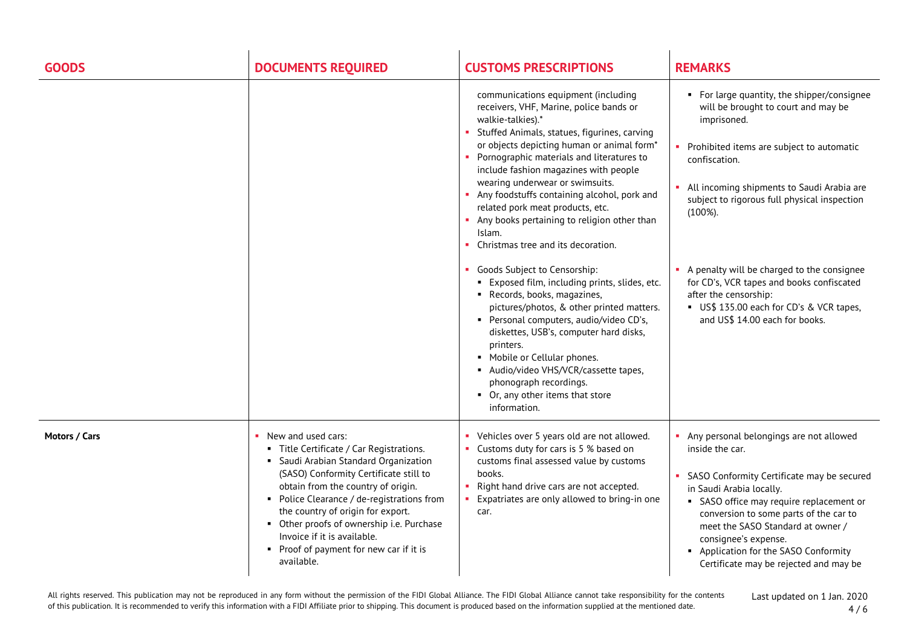| GOODS | DOCUMENTS REQUIRED | CUSTOMS PRESCRIPTIONS | REMARKS |
|---|---|---|---|
| | | communications equipment (including receivers, VHF, Marine, police bands or walkie-talkies).* <br>▪ Stuffed Animals, statues, figurines, carving or objects depicting human or animal form* <br>▪ Pornographic materials and literatures to include fashion magazines with people wearing underwear or swimsuits. <br>▪ Any foodstuffs containing alcohol, pork and related pork meat products, etc. <br>▪ Any books pertaining to religion other than Islam. <br>▪ Christmas tree and its decoration. <br><br>▪ Goods Subject to Censorship: <br>  ▪ Exposed film, including prints, slides, etc. <br>  ▪ Records, books, magazines, pictures/photos, & other printed matters. <br>  ▪ Personal computers, audio/video CD's, diskettes, USB's, computer hard disks, printers. <br>  ▪ Mobile or Cellular phones. <br>  ▪ Audio/video VHS/VCR/cassette tapes, phonograph recordings. <br>  ▪ Or, any other items that store information. | ▪ For large quantity, the shipper/consignee will be brought to court and may be imprisoned. <br><br>▪ Prohibited items are subject to automatic confiscation. <br><br>▪ All incoming shipments to Saudi Arabia are subject to rigorous full physical inspection (100%). <br><br>▪ A penalty will be charged to the consignee for CD's, VCR tapes and books confiscated after the censorship: <br>  ▪ US$ 135.00 each for CD's & VCR tapes, and US$ 14.00 each for books. |
| **Motors / Cars** | ▪ New and used cars: <br>  ▪ Title Certificate / Car Registrations. <br>  ▪ Saudi Arabian Standard Organization (SASO) Conformity Certificate still to obtain from the country of origin. <br>  ▪ Police Clearance / de-registrations from the country of origin for export. <br>  ▪ Other proofs of ownership i.e. Purchase Invoice if it is available. <br>  ▪ Proof of payment for new car if it is available. | ▪ Vehicles over 5 years old are not allowed. <br>▪ Customs duty for cars is 5 % based on customs final assessed value by customs books. <br>▪ Right hand drive cars are not accepted. <br>▪ Expatriates are only allowed to bring-in one car. | ▪ Any personal belongings are not allowed inside the car. <br><br>▪ SASO Conformity Certificate may be secured in Saudi Arabia locally. <br>  ▪ SASO office may require replacement or conversion to some parts of the car to meet the SASO Standard at owner / consignee's expense. <br>  ▪ Application for the SASO Conformity Certificate may be rejected and may be |

All rights reserved. This publication may not be reproduced in any form without the permission of the FIDI Global Alliance. The FIDI Global Alliance cannot take responsibility for the contents of this publication. It is recommended to verify this information with a FIDI Affiliate prior to shipping. This document is produced based on the information supplied at the mentioned date.

Last updated on 1 Jan. 2020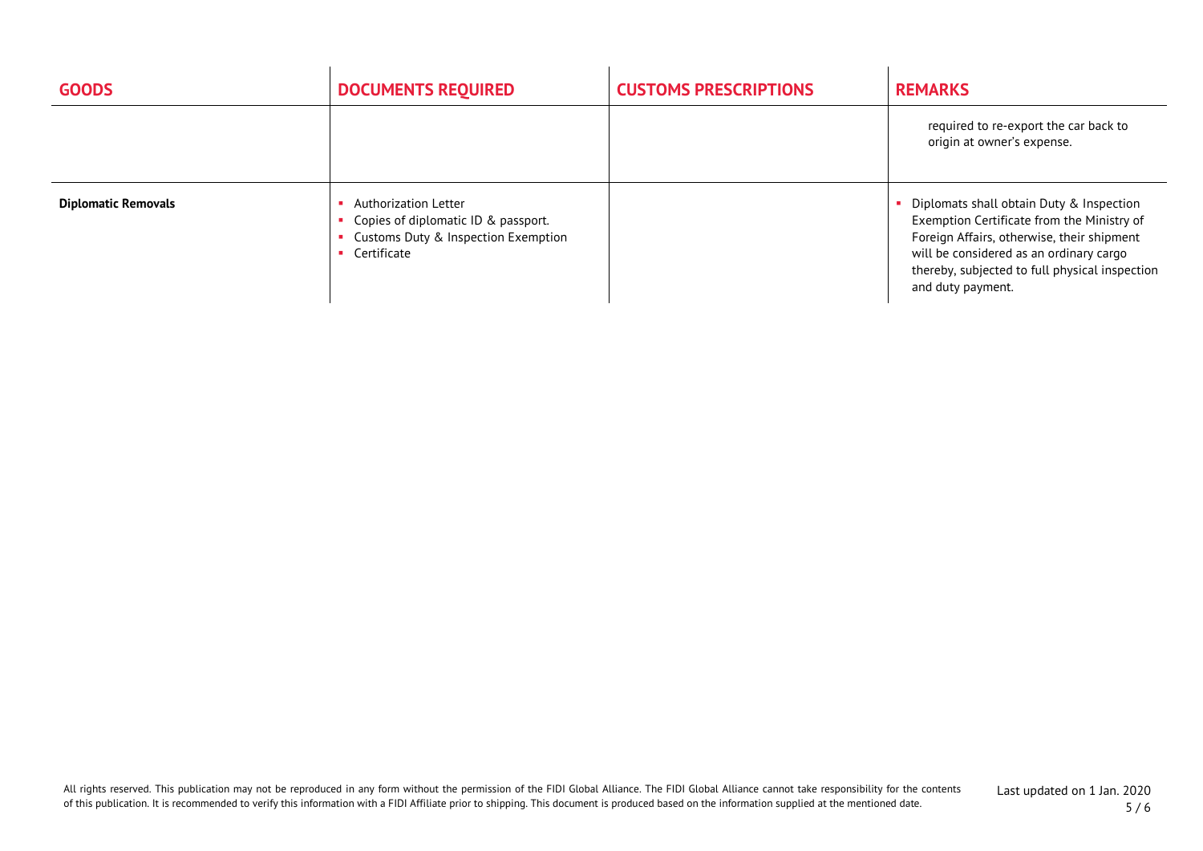| GOODS | DOCUMENTS REQUIRED | CUSTOMS PRESCRIPTIONS | REMARKS |
|---|---|---|---|
| | | | required to re-export the car back to origin at owner's expense. |
| **Diplomatic Removals** | ▪ Authorization Letter<br>▪ Copies of diplomatic ID & passport.<br>▪ Customs Duty & Inspection Exemption<br>▪ Certificate | | ▪ Diplomats shall obtain Duty & Inspection Exemption Certificate from the Ministry of Foreign Affairs, otherwise, their shipment will be considered as an ordinary cargo thereby, subjected to full physical inspection and duty payment. |

All rights reserved. This publication may not be reproduced in any form without the permission of the FIDI Global Alliance. The FIDI Global Alliance cannot take responsibility for the contents of this publication. It is recommended to verify this information with a FIDI Affiliate prior to shipping. This document is produced based on the information supplied at the mentioned date.

Last updated on 1 Jan. 2020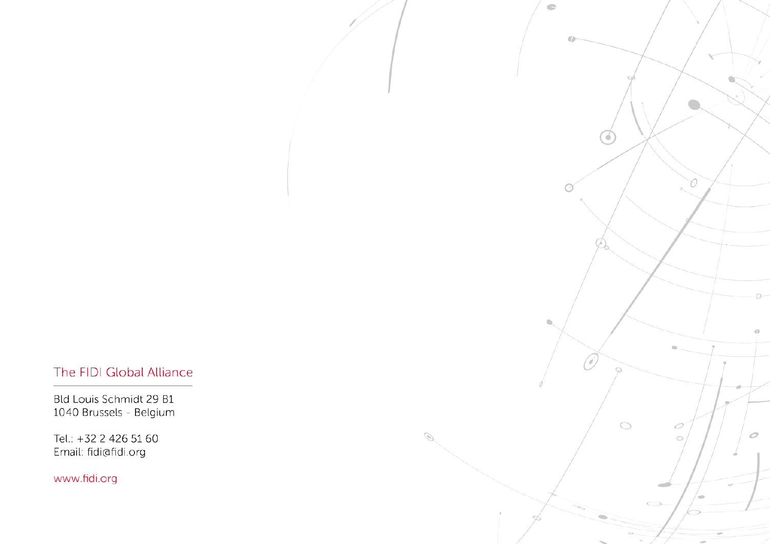The FIDI Global Alliance

Bld Louis Schmidt 29 B1
1040 Brussels - Belgium

Tel.: +32 2 426 51 60
Email: fidi@fidi.org

www.fidi.org